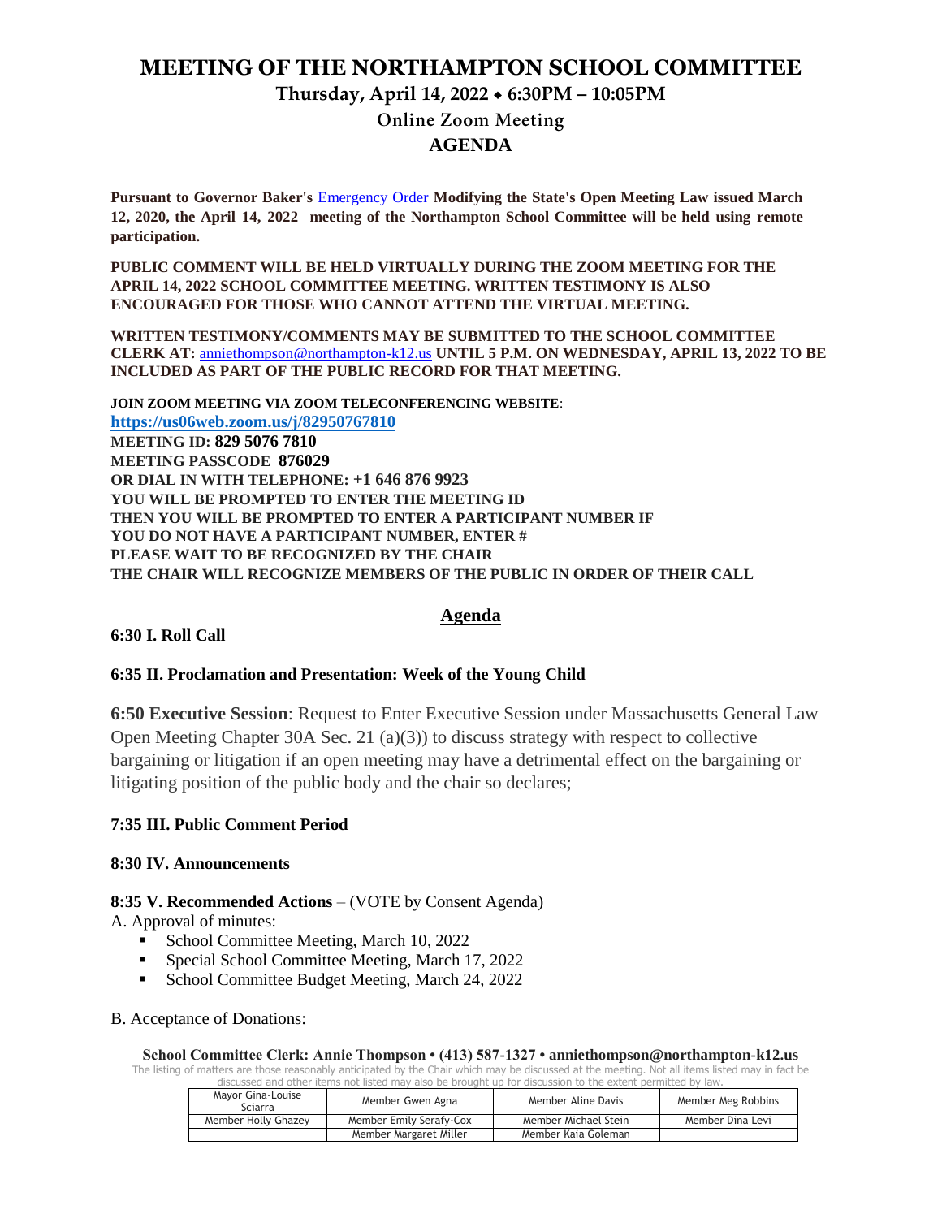# MEETING OF THE NORTHAMPTON SCHOOL COMMITTEE

## Thursday, April 14, 2022 ◆ 6:30PM – 10:05PM

## Online Zoom Meeting

## AGENDA

**Pursuant to Governor Baker's** [Emergency Order](#) **Modifying the State's Open Meeting Law issued March 12, 2020, the April 14, 2022 meeting of the Northampton School Committee will be held using remote participation.**

**PUBLIC COMMENT WILL BE HELD VIRTUALLY DURING THE ZOOM MEETING FOR THE APRIL 14, 2022 SCHOOL COMMITTEE MEETING. WRITTEN TESTIMONY IS ALSO ENCOURAGED FOR THOSE WHO CANNOT ATTEND THE VIRTUAL MEETING.**

**WRITTEN TESTIMONY/COMMENTS MAY BE SUBMITTED TO THE SCHOOL COMMITTEE CLERK AT:** anniethompson@northampton-k12.us **UNTIL 5 P.M. ON WEDNESDAY, APRIL 13, 2022 TO BE INCLUDED AS PART OF THE PUBLIC RECORD FOR THAT MEETING.**

**JOIN ZOOM MEETING VIA ZOOM TELECONFERENCING WEBSITE**:
**https://us06web.zoom.us/j/82950767810**
**MEETING ID: 829 5076 7810**
**MEETING PASSCODE 876029**
**OR DIAL IN WITH TELEPHONE: +1 646 876 9923**
**YOU WILL BE PROMPTED TO ENTER THE MEETING ID**
**THEN YOU WILL BE PROMPTED TO ENTER A PARTICIPANT NUMBER IF YOU DO NOT HAVE A PARTICIPANT NUMBER, ENTER #**
**PLEASE WAIT TO BE RECOGNIZED BY THE CHAIR**
**THE CHAIR WILL RECOGNIZE MEMBERS OF THE PUBLIC IN ORDER OF THEIR CALL**

## Agenda

**6:30 I. Roll Call**

**6:35 II. Proclamation and Presentation: Week of the Young Child**

**6:50 Executive Session**: Request to Enter Executive Session under Massachusetts General Law Open Meeting Chapter 30A Sec. 21 (a)(3)) to discuss strategy with respect to collective bargaining or litigation if an open meeting may have a detrimental effect on the bargaining or litigating position of the public body and the chair so declares;

**7:35 III. Public Comment Period**

**8:30 IV. Announcements**

**8:35 V. Recommended Actions** – (VOTE by Consent Agenda)

A. Approval of minutes:

- School Committee Meeting, March 10, 2022
- Special School Committee Meeting, March 17, 2022
- School Committee Budget Meeting, March 24, 2022

B. Acceptance of Donations:

**School Committee Clerk: Annie Thompson • (413) 587-1327 • anniethompson@northampton-k12.us**

The listing of matters are those reasonably anticipated by the Chair which may be discussed at the meeting. Not all items listed may in fact be discussed and other items not listed may also be brought up for discussion to the extent permitted by law.

| Mayor Gina-Louise Sciarra | Member Gwen Agna | Member Aline Davis | Member Meg Robbins |
|---|---|---|---|
| Member Holly Ghazey | Member Emily Serafy-Cox | Member Michael Stein | Member Dina Levi |
| | Member Margaret Miller | Member Kaia Goleman | |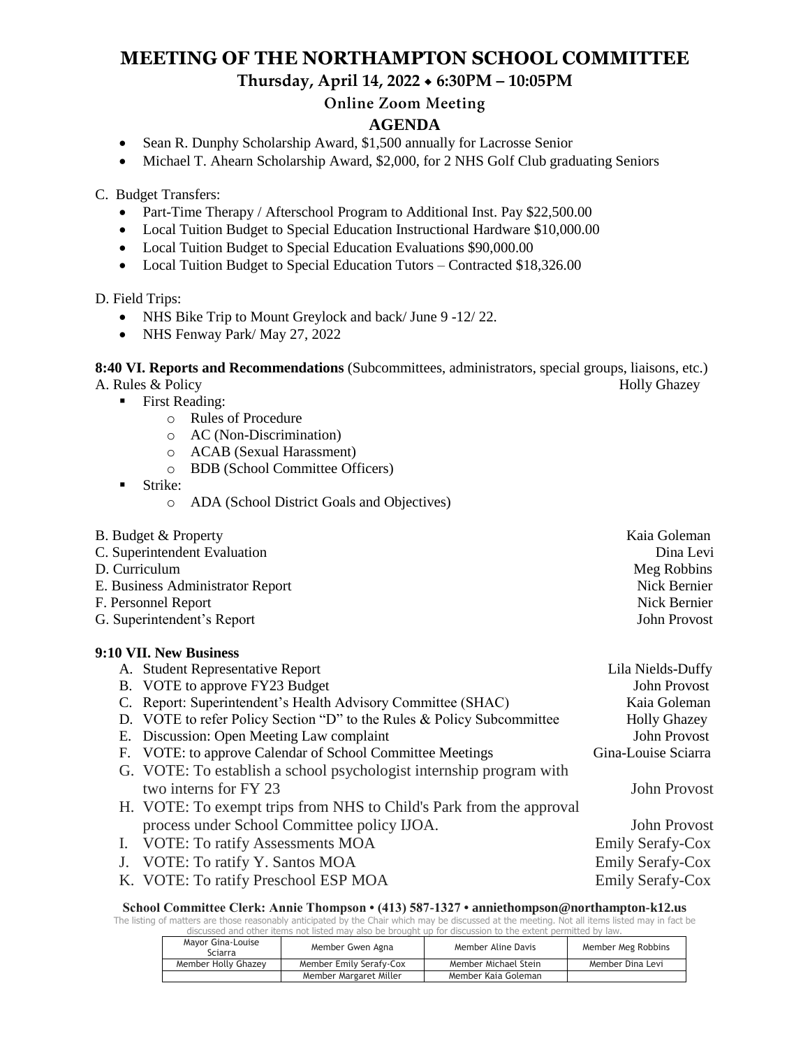# MEETING OF THE NORTHAMPTON SCHOOL COMMITTEE

**Thursday, April 14, 2022 ⬥ 6:30PM – 10:05PM**

**Online Zoom Meeting**

## AGENDA

- Sean R. Dunphy Scholarship Award, $1,500 annually for Lacrosse Senior
- Michael T. Ahearn Scholarship Award, $2,000, for 2 NHS Golf Club graduating Seniors

C. Budget Transfers:

- Part-Time Therapy / Afterschool Program to Additional Inst. Pay $22,500.00
- Local Tuition Budget to Special Education Instructional Hardware $10,000.00
- Local Tuition Budget to Special Education Evaluations $90,000.00
- Local Tuition Budget to Special Education Tutors – Contracted $18,326.00

D. Field Trips:

- NHS Bike Trip to Mount Greylock and back/ June 9 -12/ 22.
- NHS Fenway Park/ May 27, 2022

**8:40 VI. Reports and Recommendations** (Subcommittees, administrators, special groups, liaisons, etc.)

A. Rules & Policy — Holly Ghazey

- First Reading:
  - Rules of Procedure
  - AC (Non-Discrimination)
  - ACAB (Sexual Harassment)
  - BDB (School Committee Officers)
- Strike:
  - ADA (School District Goals and Objectives)

B. Budget & Property — Kaia Goleman
C. Superintendent Evaluation — Dina Levi
D. Curriculum — Meg Robbins
E. Business Administrator Report — Nick Bernier
F. Personnel Report — Nick Bernier
G. Superintendent's Report — John Provost

**9:10 VII. New Business**

A. Student Representative Report — Lila Nields-Duffy
B. VOTE to approve FY23 Budget — John Provost
C. Report: Superintendent's Health Advisory Committee (SHAC) — Kaia Goleman
D. VOTE to refer Policy Section "D" to the Rules & Policy Subcommittee — Holly Ghazey
E. Discussion: Open Meeting Law complaint — John Provost
F. VOTE: to approve Calendar of School Committee Meetings — Gina-Louise Sciarra
G. VOTE: To establish a school psychologist internship program with two interns for FY 23 — John Provost
H. VOTE: To exempt trips from NHS to Child's Park from the approval process under School Committee policy IJOA. — John Provost
I. VOTE: To ratify Assessments MOA — Emily Serafy-Cox
J. VOTE: To ratify Y. Santos MOA — Emily Serafy-Cox
K. VOTE: To ratify Preschool ESP MOA — Emily Serafy-Cox

**School Committee Clerk: Annie Thompson • (413) 587-1327 • anniethompson@northampton-k12.us**

The listing of matters are those reasonably anticipated by the Chair which may be discussed at the meeting. Not all items listed may in fact be discussed and other items not listed may also be brought up for discussion to the extent permitted by law.

| Mayor Gina-Louise Sciarra | Member Gwen Agna | Member Aline Davis | Member Meg Robbins |
|---|---|---|---|
| Member Holly Ghazey | Member Emily Serafy-Cox | Member Michael Stein | Member Dina Levi |
| | Member Margaret Miller | Member Kaia Goleman | |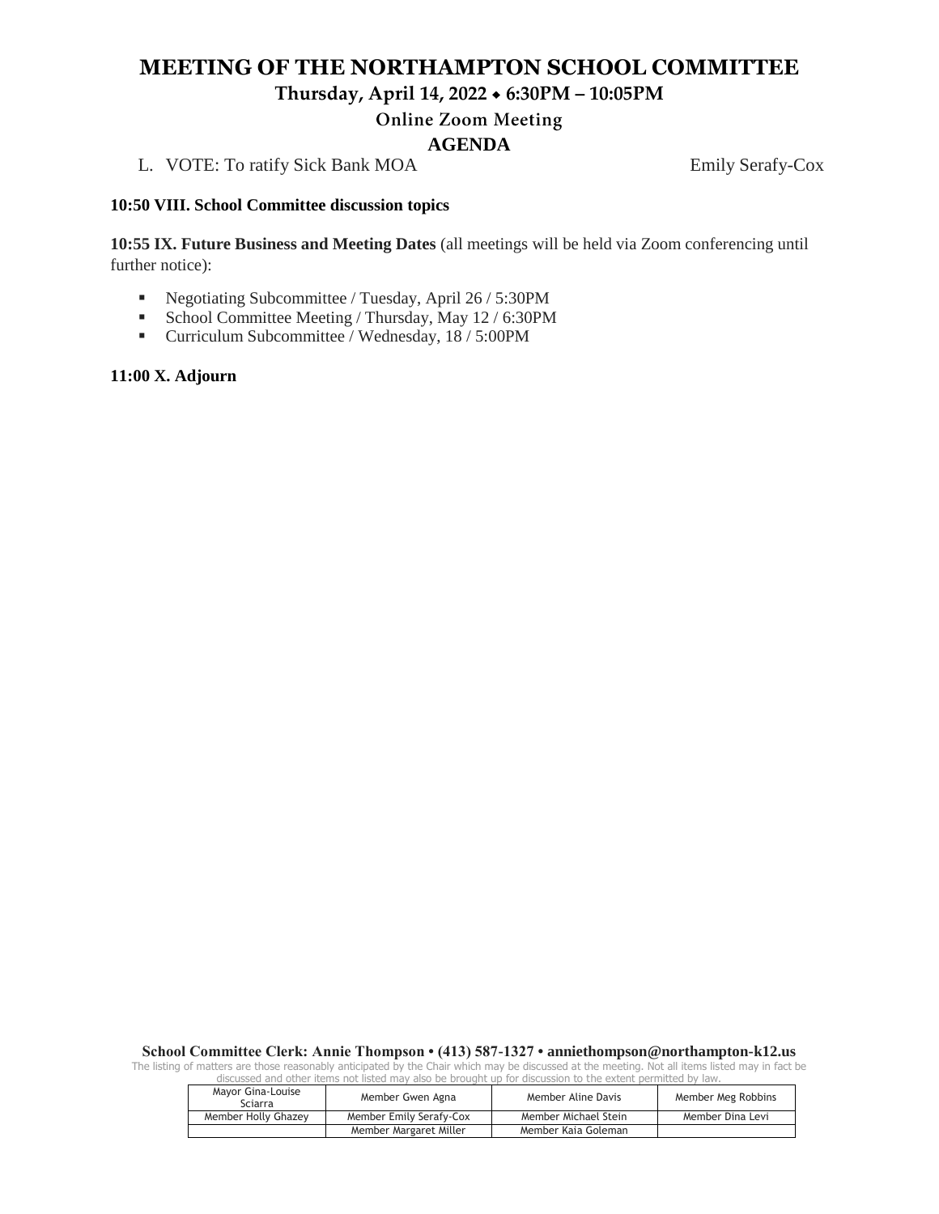# MEETING OF THE NORTHAMPTON SCHOOL COMMITTEE

## Thursday, April 14, 2022 ⬥ 6:30PM – 10:05PM

### Online Zoom Meeting

### AGENDA

L. VOTE: To ratify Sick Bank MOA — Emily Serafy-Cox

**10:50 VIII. School Committee discussion topics**

**10:55 IX. Future Business and Meeting Dates** (all meetings will be held via Zoom conferencing until further notice):

- Negotiating Subcommittee / Tuesday, April 26 / 5:30PM
- School Committee Meeting / Thursday, May 12 / 6:30PM
- Curriculum Subcommittee / Wednesday, 18 / 5:00PM

**11:00 X. Adjourn**

**School Committee Clerk: Annie Thompson • (413) 587-1327 • anniethompson@northampton-k12.us**

The listing of matters are those reasonably anticipated by the Chair which may be discussed at the meeting. Not all items listed may in fact be discussed and other items not listed may also be brought up for discussion to the extent permitted by law.

| | | | |
|---|---|---|---|
| Mayor Gina-Louise Sciarra | Member Gwen Agna | Member Aline Davis | Member Meg Robbins |
| Member Holly Ghazey | Member Emily Serafy-Cox | Member Michael Stein | Member Dina Levi |
| | Member Margaret Miller | Member Kaia Goleman | |